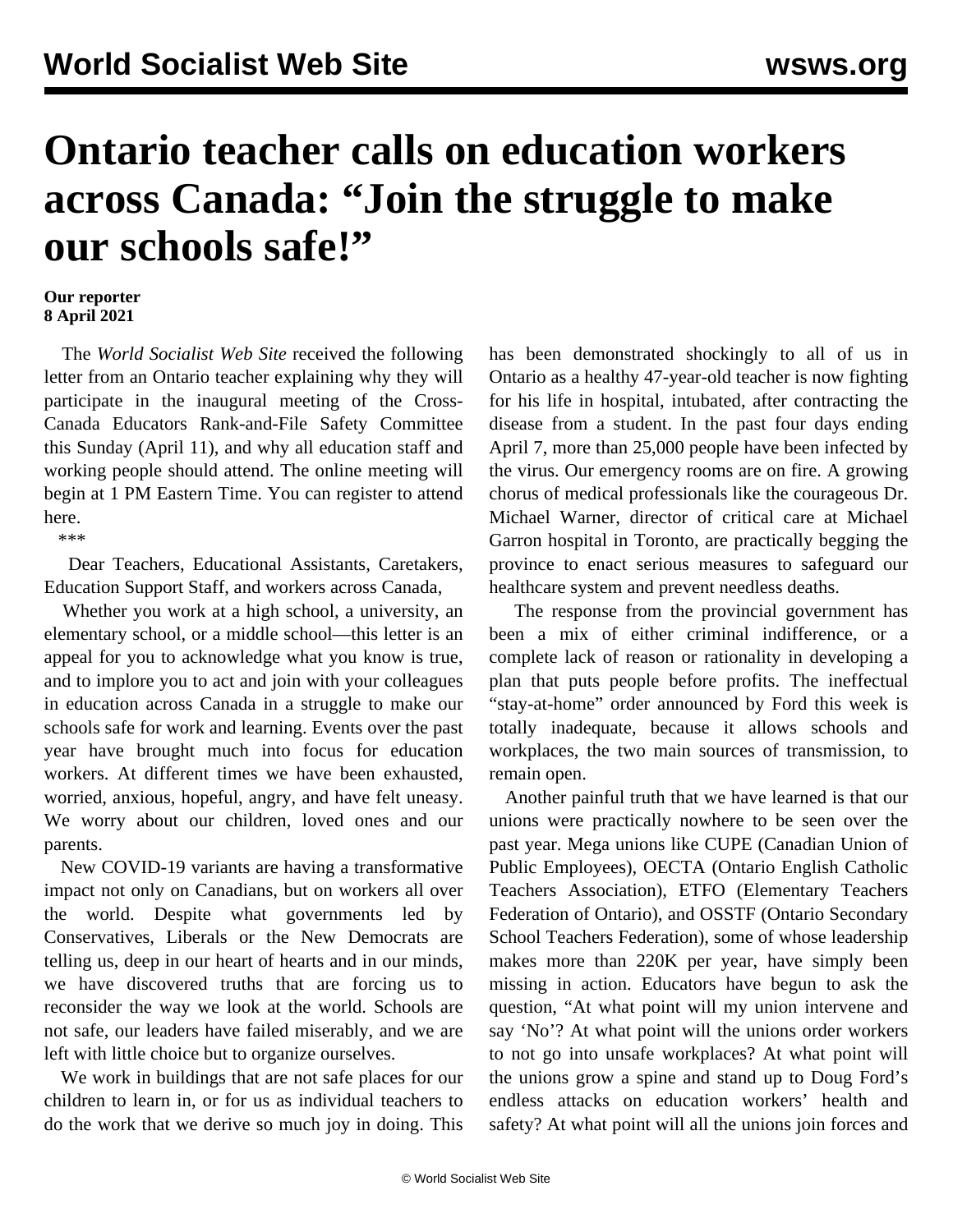# Ontario teacher calls on education workers across Canada: "Join the struggle to make our schools safe!"

**Our reporter**
**8 April 2021**

The *World Socialist Web Site* received the following letter from an Ontario teacher explaining why they will participate in the inaugural meeting of the Cross-Canada Educators Rank-and-File Safety Committee this Sunday (April 11), and why all education staff and working people should attend. The online meeting will begin at 1 PM Eastern Time. You can register to attend here.

\*\*\*

Dear Teachers, Educational Assistants, Caretakers, Education Support Staff, and workers across Canada,

Whether you work at a high school, a university, an elementary school, or a middle school—this letter is an appeal for you to acknowledge what you know is true, and to implore you to act and join with your colleagues in education across Canada in a struggle to make our schools safe for work and learning. Events over the past year have brought much into focus for education workers. At different times we have been exhausted, worried, anxious, hopeful, angry, and have felt uneasy. We worry about our children, loved ones and our parents.

New COVID-19 variants are having a transformative impact not only on Canadians, but on workers all over the world. Despite what governments led by Conservatives, Liberals or the New Democrats are telling us, deep in our heart of hearts and in our minds, we have discovered truths that are forcing us to reconsider the way we look at the world. Schools are not safe, our leaders have failed miserably, and we are left with little choice but to organize ourselves.

We work in buildings that are not safe places for our children to learn in, or for us as individual teachers to do the work that we derive so much joy in doing. This has been demonstrated shockingly to all of us in Ontario as a healthy 47-year-old teacher is now fighting for his life in hospital, intubated, after contracting the disease from a student. In the past four days ending April 7, more than 25,000 people have been infected by the virus. Our emergency rooms are on fire. A growing chorus of medical professionals like the courageous Dr. Michael Warner, director of critical care at Michael Garron hospital in Toronto, are practically begging the province to enact serious measures to safeguard our healthcare system and prevent needless deaths.

The response from the provincial government has been a mix of either criminal indifference, or a complete lack of reason or rationality in developing a plan that puts people before profits. The ineffectual "stay-at-home" order announced by Ford this week is totally inadequate, because it allows schools and workplaces, the two main sources of transmission, to remain open.

Another painful truth that we have learned is that our unions were practically nowhere to be seen over the past year. Mega unions like CUPE (Canadian Union of Public Employees), OECTA (Ontario English Catholic Teachers Association), ETFO (Elementary Teachers Federation of Ontario), and OSSTF (Ontario Secondary School Teachers Federation), some of whose leadership makes more than 220K per year, have simply been missing in action. Educators have begun to ask the question, "At what point will my union intervene and say 'No'? At what point will the unions order workers to not go into unsafe workplaces? At what point will the unions grow a spine and stand up to Doug Ford's endless attacks on education workers' health and safety? At what point will all the unions join forces and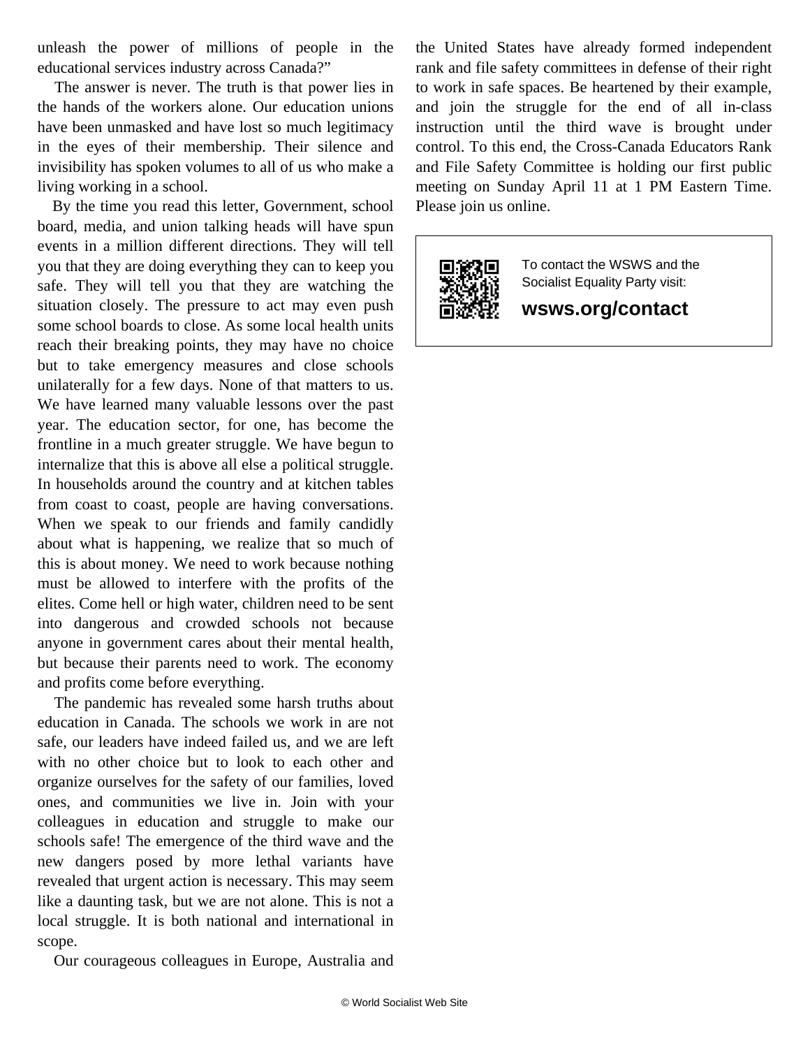unleash the power of millions of people in the educational services industry across Canada?"

The answer is never. The truth is that power lies in the hands of the workers alone. Our education unions have been unmasked and have lost so much legitimacy in the eyes of their membership. Their silence and invisibility has spoken volumes to all of us who make a living working in a school.

By the time you read this letter, Government, school board, media, and union talking heads will have spun events in a million different directions. They will tell you that they are doing everything they can to keep you safe. They will tell you that they are watching the situation closely. The pressure to act may even push some school boards to close. As some local health units reach their breaking points, they may have no choice but to take emergency measures and close schools unilaterally for a few days. None of that matters to us. We have learned many valuable lessons over the past year. The education sector, for one, has become the frontline in a much greater struggle. We have begun to internalize that this is above all else a political struggle. In households around the country and at kitchen tables from coast to coast, people are having conversations. When we speak to our friends and family candidly about what is happening, we realize that so much of this is about money. We need to work because nothing must be allowed to interfere with the profits of the elites. Come hell or high water, children need to be sent into dangerous and crowded schools not because anyone in government cares about their mental health, but because their parents need to work. The economy and profits come before everything.

The pandemic has revealed some harsh truths about education in Canada. The schools we work in are not safe, our leaders have indeed failed us, and we are left with no other choice but to look to each other and organize ourselves for the safety of our families, loved ones, and communities we live in. Join with your colleagues in education and struggle to make our schools safe! The emergence of the third wave and the new dangers posed by more lethal variants have revealed that urgent action is necessary. This may seem like a daunting task, but we are not alone. This is not a local struggle. It is both national and international in scope.

Our courageous colleagues in Europe, Australia and the United States have already formed independent rank and file safety committees in defense of their right to work in safe spaces. Be heartened by their example, and join the struggle for the end of all in-class instruction until the third wave is brought under control. To this end, the Cross-Canada Educators Rank and File Safety Committee is holding our first public meeting on Sunday April 11 at 1 PM Eastern Time. Please join us online.

To contact the WSWS and the Socialist Equality Party visit:

**wsws.org/contact**